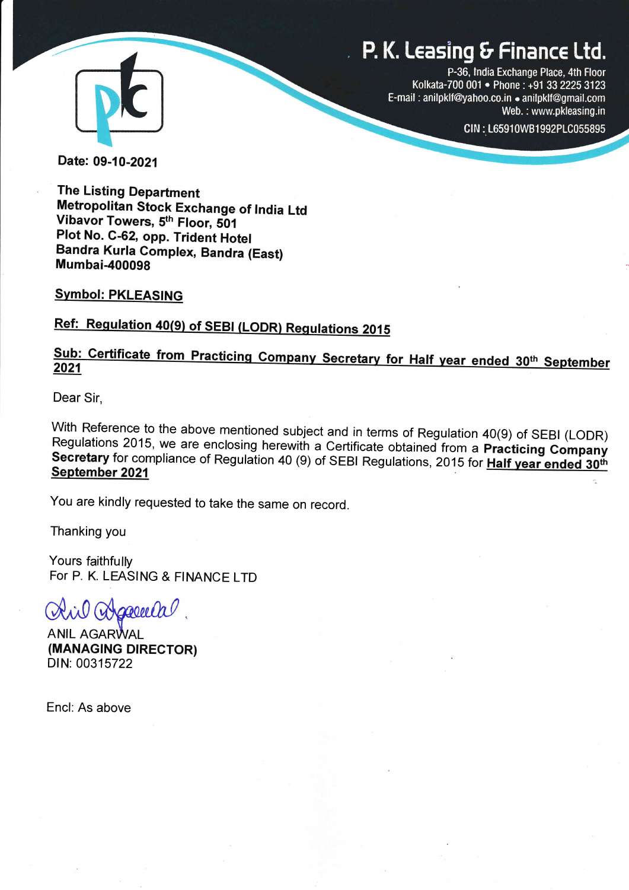# P. K. Leasing & Finance Ltd.

P-36, India Exchange Place, 4th Floor
Kolkata-700 001 • Phone : +91 33 2225 3123
E-mail : anilpklf@yahoo.co.in • anilpklf@gmail.com
Web. : www.pkleasing.in

CIN : L65910WB1992PLC055895

**Date: 09-10-2021**

**The Listing Department**
**Metropolitan Stock Exchange of India Ltd**
**Vibavor Towers, 5th Floor, 501**
**Plot No. C-62, opp. Trident Hotel**
**Bandra Kurla Complex, Bandra (East)**
**Mumbai-400098**

**Symbol: PKLEASING**

**Ref: Regulation 40(9) of SEBI (LODR) Regulations 2015**

**Sub: Certificate from Practicing Company Secretary for Half year ended 30th September 2021**

Dear Sir,

With Reference to the above mentioned subject and in terms of Regulation 40(9) of SEBI (LODR) Regulations 2015, we are enclosing herewith a Certificate obtained from a **Practicing Company Secretary** for compliance of Regulation 40 (9) of SEBI Regulations, 2015 for **Half year ended 30th September 2021**

You are kindly requested to take the same on record.

Thanking you

Yours faithfully
For P. K. LEASING & FINANCE LTD

ANIL AGARWAL
**(MANAGING DIRECTOR)**
DIN: 00315722

Encl: As above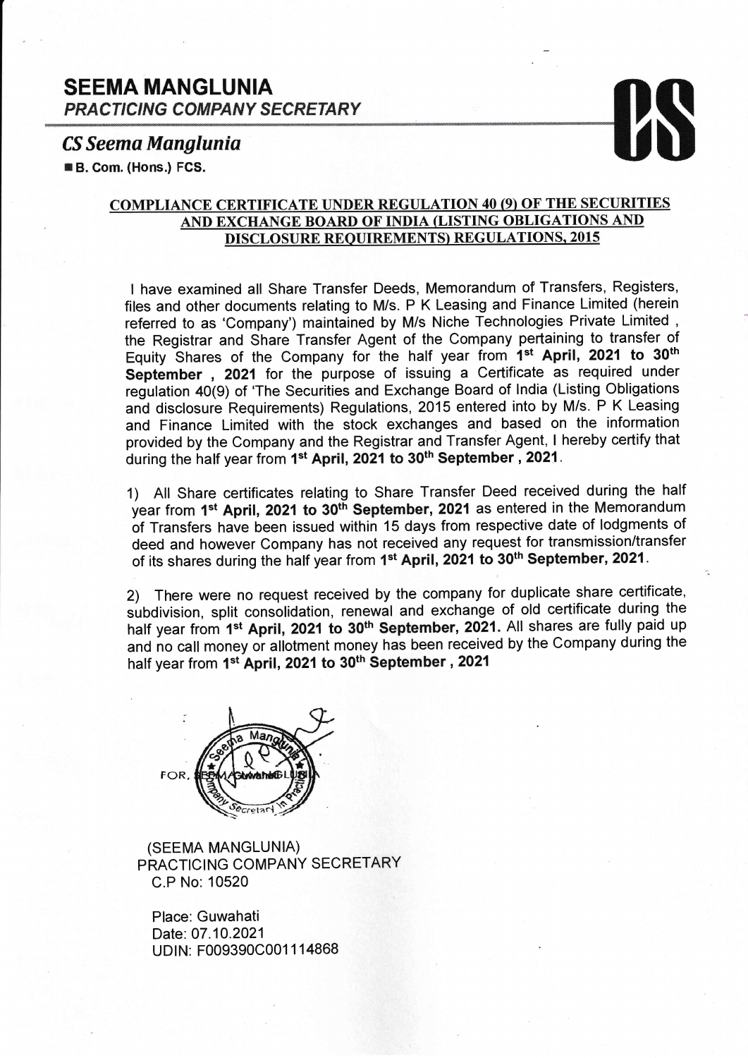# SEEMA MANGLUNIA

*PRACTICING COMPANY SECRETARY*

***CS Seema Manglunia***

**B. Com. (Hons.) FCS.**

**COMPLIANCE CERTIFICATE UNDER REGULATION 40 (9) OF THE SECURITIES AND EXCHANGE BOARD OF INDIA (LISTING OBLIGATIONS AND DISCLOSURE REQUIREMENTS) REGULATIONS, 2015**

I have examined all Share Transfer Deeds, Memorandum of Transfers, Registers, files and other documents relating to M/s. P K Leasing and Finance Limited (herein referred to as 'Company') maintained by M/s Niche Technologies Private Limited , the Registrar and Share Transfer Agent of the Company pertaining to transfer of Equity Shares of the Company for the half year from **1st April, 2021 to 30th September , 2021** for the purpose of issuing a Certificate as required under regulation 40(9) of 'The Securities and Exchange Board of India (Listing Obligations and disclosure Requirements) Regulations, 2015 entered into by M/s. P K Leasing and Finance Limited with the stock exchanges and based on the information provided by the Company and the Registrar and Transfer Agent, I hereby certify that during the half year from **1st April, 2021 to 30th September , 2021**.

1) All Share certificates relating to Share Transfer Deed received during the half year from **1st April, 2021 to 30th September, 2021** as entered in the Memorandum of Transfers have been issued within 15 days from respective date of lodgments of deed and however Company has not received any request for transmission/transfer of its shares during the half year from **1st April, 2021 to 30th September, 2021**.

2) There were no request received by the company for duplicate share certificate, subdivision, split consolidation, renewal and exchange of old certificate during the half year from **1st April, 2021 to 30th September, 2021.** All shares are fully paid up and no call money or allotment money has been received by the Company during the half year from **1st April, 2021 to 30th September , 2021**

FOR, SEEMA MANGLUNIA

(SEEMA MANGLUNIA)
PRACTICING COMPANY SECRETARY
C.P No: 10520

Place: Guwahati
Date: 07.10.2021
UDIN: F009390C001114868